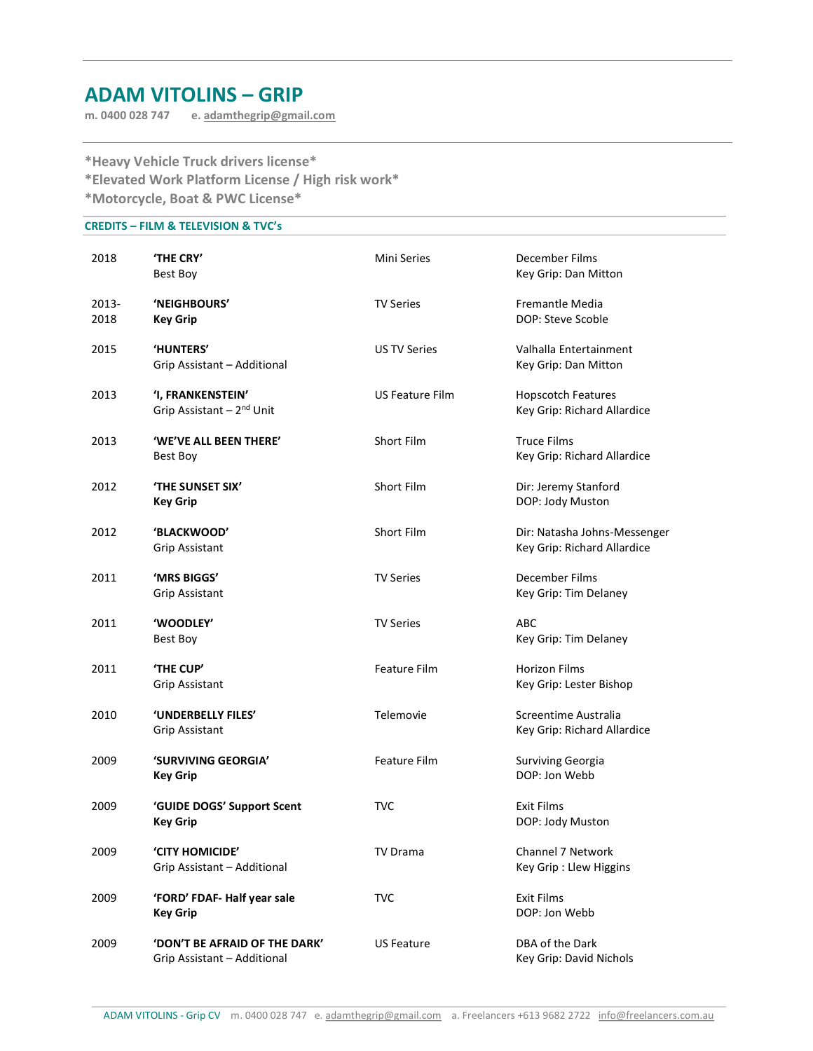# ADAM VITOLINS – GRIP

**m. 0400 028 747 e. adamthegrip@gmail.com**

**\*Heavy Vehicle Truck drivers license\***
**\*Elevated Work Platform License / High risk work\***
**\*Motorcycle, Boat & PWC License\***

## CREDITS – FILM & TELEVISION & TVC's

| Year | Title / Role | Type | Production / Contact |
|---|---|---|---|
| 2018 | **'THE CRY'** Best Boy | Mini Series | December Films Key Grip: Dan Mitton |
| 2013-2018 | **'NEIGHBOURS'** **Key Grip** | TV Series | Fremantle Media DOP: Steve Scoble |
| 2015 | **'HUNTERS'** Grip Assistant – Additional | US TV Series | Valhalla Entertainment Key Grip: Dan Mitton |
| 2013 | **'I, FRANKENSTEIN'** Grip Assistant – 2nd Unit | US Feature Film | Hopscotch Features Key Grip: Richard Allardice |
| 2013 | **'WE'VE ALL BEEN THERE'** Best Boy | Short Film | Truce Films Key Grip: Richard Allardice |
| 2012 | **'THE SUNSET SIX'** **Key Grip** | Short Film | Dir: Jeremy Stanford DOP: Jody Muston |
| 2012 | **'BLACKWOOD'** Grip Assistant | Short Film | Dir: Natasha Johns-Messenger Key Grip: Richard Allardice |
| 2011 | **'MRS BIGGS'** Grip Assistant | TV Series | December Films Key Grip: Tim Delaney |
| 2011 | **'WOODLEY'** Best Boy | TV Series | ABC Key Grip: Tim Delaney |
| 2011 | **'THE CUP'** Grip Assistant | Feature Film | Horizon Films Key Grip: Lester Bishop |
| 2010 | **'UNDERBELLY FILES'** Grip Assistant | Telemovie | Screentime Australia Key Grip: Richard Allardice |
| 2009 | **'SURVIVING GEORGIA'** **Key Grip** | Feature Film | Surviving Georgia DOP: Jon Webb |
| 2009 | **'GUIDE DOGS' Support Scent** **Key Grip** | TVC | Exit Films DOP: Jody Muston |
| 2009 | **'CITY HOMICIDE'** Grip Assistant – Additional | TV Drama | Channel 7 Network Key Grip : Llew Higgins |
| 2009 | **'FORD' FDAF- Half year sale** **Key Grip** | TVC | Exit Films DOP: Jon Webb |
| 2009 | **'DON'T BE AFRAID OF THE DARK'** Grip Assistant – Additional | US Feature | DBA of the Dark Key Grip: David Nichols |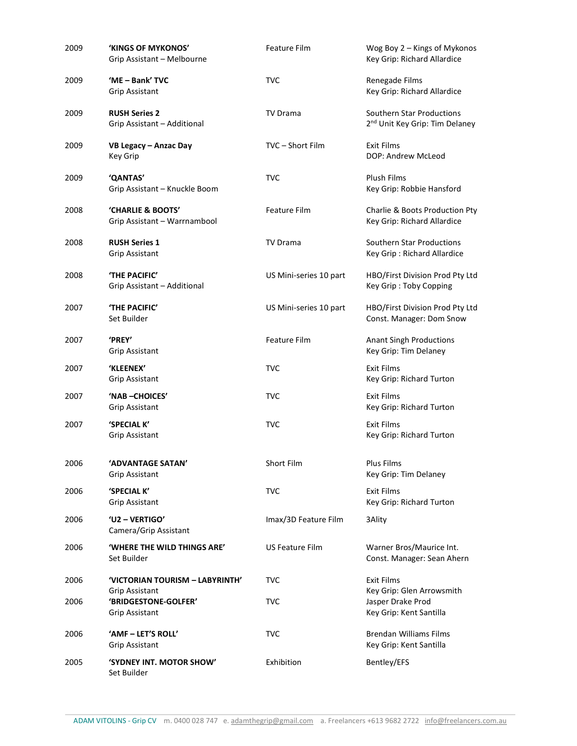| | | | |
|---|---|---|---|
| 2009 | **'KINGS OF MYKONOS'**<br>Grip Assistant – Melbourne | Feature Film | Wog Boy 2 – Kings of Mykonos<br>Key Grip: Richard Allardice |
| 2009 | **'ME – Bank' TVC**<br>Grip Assistant | TVC | Renegade Films<br>Key Grip: Richard Allardice |
| 2009 | **RUSH Series 2**<br>Grip Assistant – Additional | TV Drama | Southern Star Productions<br>2nd Unit Key Grip: Tim Delaney |
| 2009 | **VB Legacy – Anzac Day**<br>Key Grip | TVC – Short Film | Exit Films<br>DOP: Andrew McLeod |
| 2009 | **'QANTAS'**<br>Grip Assistant – Knuckle Boom | TVC | Plush Films<br>Key Grip: Robbie Hansford |
| 2008 | **'CHARLIE & BOOTS'**<br>Grip Assistant – Warrnambool | Feature Film | Charlie & Boots Production Pty<br>Key Grip: Richard Allardice |
| 2008 | **RUSH Series 1**<br>Grip Assistant | TV Drama | Southern Star Productions<br>Key Grip : Richard Allardice |
| 2008 | **'THE PACIFIC'**<br>Grip Assistant – Additional | US Mini-series 10 part | HBO/First Division Prod Pty Ltd<br>Key Grip : Toby Copping |
| 2007 | **'THE PACIFIC'**<br>Set Builder | US Mini-series 10 part | HBO/First Division Prod Pty Ltd<br>Const. Manager: Dom Snow |
| 2007 | **'PREY'**<br>Grip Assistant | Feature Film | Anant Singh Productions<br>Key Grip: Tim Delaney |
| 2007 | **'KLEENEX'**<br>Grip Assistant | TVC | Exit Films<br>Key Grip: Richard Turton |
| 2007 | **'NAB –CHOICES'**<br>Grip Assistant | TVC | Exit Films<br>Key Grip: Richard Turton |
| 2007 | **'SPECIAL K'**<br>Grip Assistant | TVC | Exit Films<br>Key Grip: Richard Turton |
| 2006 | **'ADVANTAGE SATAN'**<br>Grip Assistant | Short Film | Plus Films<br>Key Grip: Tim Delaney |
| 2006 | **'SPECIAL K'**<br>Grip Assistant | TVC | Exit Films<br>Key Grip: Richard Turton |
| 2006 | **'U2 – VERTIGO'**<br>Camera/Grip Assistant | Imax/3D Feature Film | 3Ality |
| 2006 | **'WHERE THE WILD THINGS ARE'**<br>Set Builder | US Feature Film | Warner Bros/Maurice Int.<br>Const. Manager: Sean Ahern |
| 2006 | **'VICTORIAN TOURISM – LABYRINTH'**<br>Grip Assistant | TVC | Exit Films<br>Key Grip: Glen Arrowsmith |
| 2006 | **'BRIDGESTONE-GOLFER'**<br>Grip Assistant | TVC | Jasper Drake Prod<br>Key Grip: Kent Santilla |
| 2006 | **'AMF – LET'S ROLL'**<br>Grip Assistant | TVC | Brendan Williams Films<br>Key Grip: Kent Santilla |
| 2005 | **'SYDNEY INT. MOTOR SHOW'**<br>Set Builder | Exhibition | Bentley/EFS |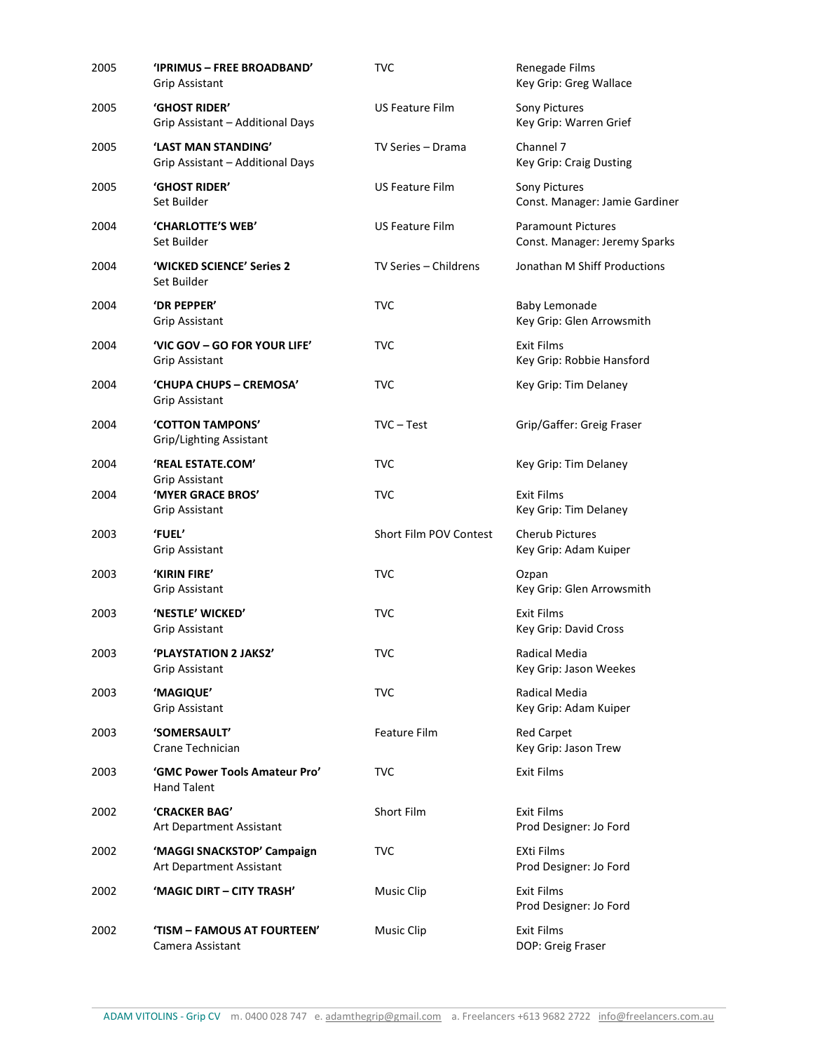| | | | |
|---|---|---|---|
| 2005 | **'IPRIMUS – FREE BROADBAND'**<br>Grip Assistant | TVC | Renegade Films<br>Key Grip: Greg Wallace |
| 2005 | **'GHOST RIDER'**<br>Grip Assistant – Additional Days | US Feature Film | Sony Pictures<br>Key Grip: Warren Grief |
| 2005 | **'LAST MAN STANDING'**<br>Grip Assistant – Additional Days | TV Series – Drama | Channel 7<br>Key Grip: Craig Dusting |
| 2005 | **'GHOST RIDER'**<br>Set Builder | US Feature Film | Sony Pictures<br>Const. Manager: Jamie Gardiner |
| 2004 | **'CHARLOTTE'S WEB'**<br>Set Builder | US Feature Film | Paramount Pictures<br>Const. Manager: Jeremy Sparks |
| 2004 | **'WICKED SCIENCE' Series 2**<br>Set Builder | TV Series – Childrens | Jonathan M Shiff Productions |
| 2004 | **'DR PEPPER'**<br>Grip Assistant | TVC | Baby Lemonade<br>Key Grip: Glen Arrowsmith |
| 2004 | **'VIC GOV – GO FOR YOUR LIFE'**<br>Grip Assistant | TVC | Exit Films<br>Key Grip: Robbie Hansford |
| 2004 | **'CHUPA CHUPS – CREMOSA'**<br>Grip Assistant | TVC | Key Grip: Tim Delaney |
| 2004 | **'COTTON TAMPONS'**<br>Grip/Lighting Assistant | TVC – Test | Grip/Gaffer: Greig Fraser |
| 2004 | **'REAL ESTATE.COM'**<br>Grip Assistant | TVC | Key Grip: Tim Delaney |
| 2004 | **'MYER GRACE BROS'**<br>Grip Assistant | TVC | Exit Films<br>Key Grip: Tim Delaney |
| 2003 | **'FUEL'**<br>Grip Assistant | Short Film POV Contest | Cherub Pictures<br>Key Grip: Adam Kuiper |
| 2003 | **'KIRIN FIRE'**<br>Grip Assistant | TVC | Ozpan<br>Key Grip: Glen Arrowsmith |
| 2003 | **'NESTLE' WICKED'**<br>Grip Assistant | TVC | Exit Films<br>Key Grip: David Cross |
| 2003 | **'PLAYSTATION 2 JAKS2'**<br>Grip Assistant | TVC | Radical Media<br>Key Grip: Jason Weekes |
| 2003 | **'MAGIQUE'**<br>Grip Assistant | TVC | Radical Media<br>Key Grip: Adam Kuiper |
| 2003 | **'SOMERSAULT'**<br>Crane Technician | Feature Film | Red Carpet<br>Key Grip: Jason Trew |
| 2003 | **'GMC Power Tools Amateur Pro'**<br>Hand Talent | TVC | Exit Films |
| 2002 | **'CRACKER BAG'**<br>Art Department Assistant | Short Film | Exit Films<br>Prod Designer: Jo Ford |
| 2002 | **'MAGGI SNACKSTOP' Campaign**<br>Art Department Assistant | TVC | EXti Films<br>Prod Designer: Jo Ford |
| 2002 | **'MAGIC DIRT – CITY TRASH'** | Music Clip | Exit Films<br>Prod Designer: Jo Ford |
| 2002 | **'TISM – FAMOUS AT FOURTEEN'**<br>Camera Assistant | Music Clip | Exit Films<br>DOP: Greig Fraser |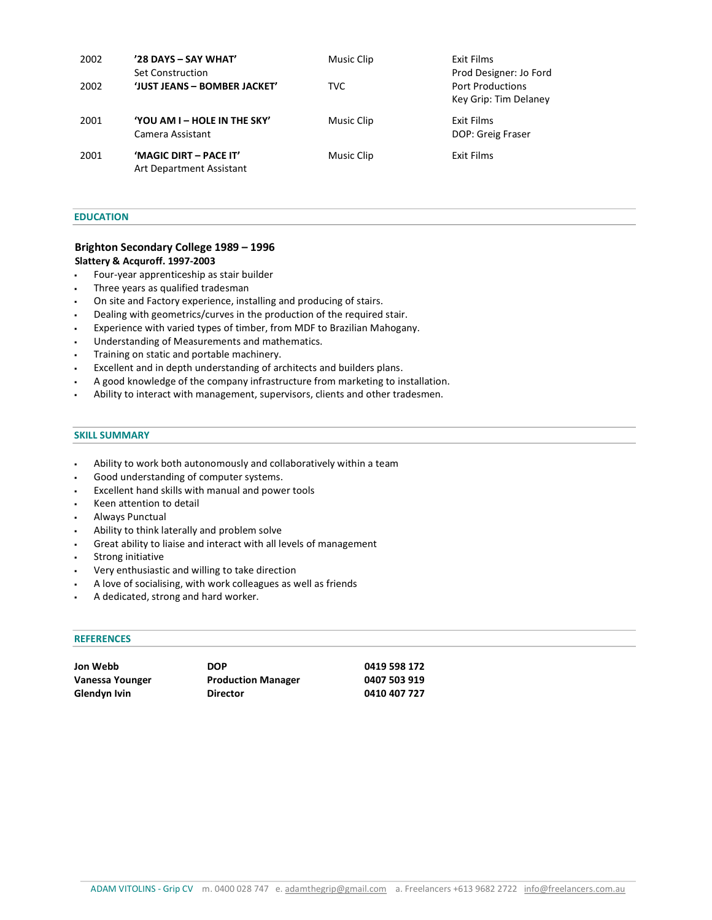| | | | |
|---|---|---|---|
| 2002 | **'28 DAYS – SAY WHAT'**<br>Set Construction | Music Clip | Exit Films<br>Prod Designer: Jo Ford |
| 2002 | **'JUST JEANS – BOMBER JACKET'** | TVC | Port Productions<br>Key Grip: Tim Delaney |
| 2001 | **'YOU AM I – HOLE IN THE SKY'**<br>Camera Assistant | Music Clip | Exit Films<br>DOP: Greig Fraser |
| 2001 | **'MAGIC DIRT – PACE IT'**<br>Art Department Assistant | Music Clip | Exit Films |

## EDUCATION

**Brighton Secondary College 1989 – 1996**

**Slattery & Acquroff. 1997-2003**

- Four-year apprenticeship as stair builder
- Three years as qualified tradesman
- On site and Factory experience, installing and producing of stairs.
- Dealing with geometrics/curves in the production of the required stair.
- Experience with varied types of timber, from MDF to Brazilian Mahogany.
- Understanding of Measurements and mathematics.
- Training on static and portable machinery.
- Excellent and in depth understanding of architects and builders plans.
- A good knowledge of the company infrastructure from marketing to installation.
- Ability to interact with management, supervisors, clients and other tradesmen.

## SKILL SUMMARY

- Ability to work both autonomously and collaboratively within a team
- Good understanding of computer systems.
- Excellent hand skills with manual and power tools
- Keen attention to detail
- Always Punctual
- Ability to think laterally and problem solve
- Great ability to liaise and interact with all levels of management
- Strong initiative
- Very enthusiastic and willing to take direction
- A love of socialising, with work colleagues as well as friends
- A dedicated, strong and hard worker.

## REFERENCES

| | | |
|---|---|---|
| **Jon Webb** | **DOP** | **0419 598 172** |
| **Vanessa Younger** | **Production Manager** | **0407 503 919** |
| **Glendyn Ivin** | **Director** | **0410 407 727** |